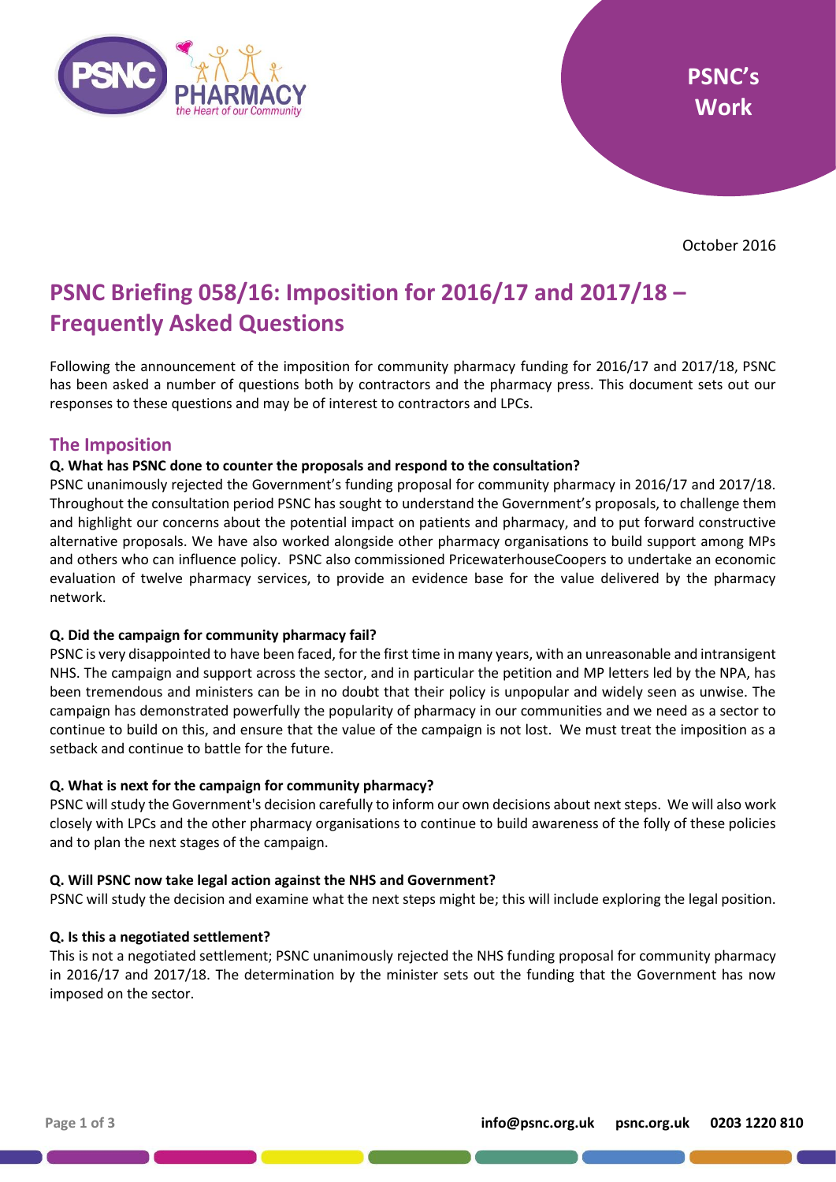PSNC's Work

October 2016

# PSNC Briefing 058/16: Imposition for 2016/17 and 2017/18 – Frequently Asked Questions

Following the announcement of the imposition for community pharmacy funding for 2016/17 and 2017/18, PSNC has been asked a number of questions both by contractors and the pharmacy press. This document sets out our responses to these questions and may be of interest to contractors and LPCs.

## The Imposition

**Q. What has PSNC done to counter the proposals and respond to the consultation?**

PSNC unanimously rejected the Government's funding proposal for community pharmacy in 2016/17 and 2017/18. Throughout the consultation period PSNC has sought to understand the Government's proposals, to challenge them and highlight our concerns about the potential impact on patients and pharmacy, and to put forward constructive alternative proposals. We have also worked alongside other pharmacy organisations to build support among MPs and others who can influence policy. PSNC also commissioned PricewaterhouseCoopers to undertake an economic evaluation of twelve pharmacy services, to provide an evidence base for the value delivered by the pharmacy network.

**Q. Did the campaign for community pharmacy fail?**

PSNC is very disappointed to have been faced, for the first time in many years, with an unreasonable and intransigent NHS. The campaign and support across the sector, and in particular the petition and MP letters led by the NPA, has been tremendous and ministers can be in no doubt that their policy is unpopular and widely seen as unwise. The campaign has demonstrated powerfully the popularity of pharmacy in our communities and we need as a sector to continue to build on this, and ensure that the value of the campaign is not lost. We must treat the imposition as a setback and continue to battle for the future.

**Q. What is next for the campaign for community pharmacy?**

PSNC will study the Government's decision carefully to inform our own decisions about next steps. We will also work closely with LPCs and the other pharmacy organisations to continue to build awareness of the folly of these policies and to plan the next stages of the campaign.

**Q. Will PSNC now take legal action against the NHS and Government?**

PSNC will study the decision and examine what the next steps might be; this will include exploring the legal position.

**Q. Is this a negotiated settlement?**

This is not a negotiated settlement; PSNC unanimously rejected the NHS funding proposal for community pharmacy in 2016/17 and 2017/18. The determination by the minister sets out the funding that the Government has now imposed on the sector.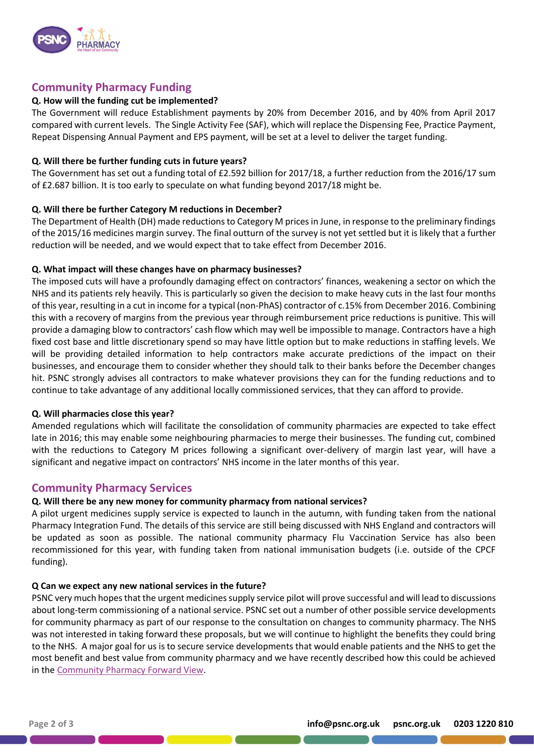## Community Pharmacy Funding

**Q. How will the funding cut be implemented?**

The Government will reduce Establishment payments by 20% from December 2016, and by 40% from April 2017 compared with current levels. The Single Activity Fee (SAF), which will replace the Dispensing Fee, Practice Payment, Repeat Dispensing Annual Payment and EPS payment, will be set at a level to deliver the target funding.

**Q. Will there be further funding cuts in future years?**

The Government has set out a funding total of £2.592 billion for 2017/18, a further reduction from the 2016/17 sum of £2.687 billion. It is too early to speculate on what funding beyond 2017/18 might be.

**Q. Will there be further Category M reductions in December?**

The Department of Health (DH) made reductions to Category M prices in June, in response to the preliminary findings of the 2015/16 medicines margin survey. The final outturn of the survey is not yet settled but it is likely that a further reduction will be needed, and we would expect that to take effect from December 2016.

**Q. What impact will these changes have on pharmacy businesses?**

The imposed cuts will have a profoundly damaging effect on contractors' finances, weakening a sector on which the NHS and its patients rely heavily. This is particularly so given the decision to make heavy cuts in the last four months of this year, resulting in a cut in income for a typical (non-PhAS) contractor of c.15% from December 2016. Combining this with a recovery of margins from the previous year through reimbursement price reductions is punitive. This will provide a damaging blow to contractors' cash flow which may well be impossible to manage. Contractors have a high fixed cost base and little discretionary spend so may have little option but to make reductions in staffing levels. We will be providing detailed information to help contractors make accurate predictions of the impact on their businesses, and encourage them to consider whether they should talk to their banks before the December changes hit. PSNC strongly advises all contractors to make whatever provisions they can for the funding reductions and to continue to take advantage of any additional locally commissioned services, that they can afford to provide.

**Q. Will pharmacies close this year?**

Amended regulations which will facilitate the consolidation of community pharmacies are expected to take effect late in 2016; this may enable some neighbouring pharmacies to merge their businesses. The funding cut, combined with the reductions to Category M prices following a significant over-delivery of margin last year, will have a significant and negative impact on contractors' NHS income in the later months of this year.

## Community Pharmacy Services

**Q. Will there be any new money for community pharmacy from national services?**

A pilot urgent medicines supply service is expected to launch in the autumn, with funding taken from the national Pharmacy Integration Fund. The details of this service are still being discussed with NHS England and contractors will be updated as soon as possible. The national community pharmacy Flu Vaccination Service has also been recommissioned for this year, with funding taken from national immunisation budgets (i.e. outside of the CPCF funding).

**Q Can we expect any new national services in the future?**

PSNC very much hopes that the urgent medicines supply service pilot will prove successful and will lead to discussions about long-term commissioning of a national service. PSNC set out a number of other possible service developments for community pharmacy as part of our response to the consultation on changes to community pharmacy. The NHS was not interested in taking forward these proposals, but we will continue to highlight the benefits they could bring to the NHS. A major goal for us is to secure service developments that would enable patients and the NHS to get the most benefit and best value from community pharmacy and we have recently described how this could be achieved in the Community Pharmacy Forward View.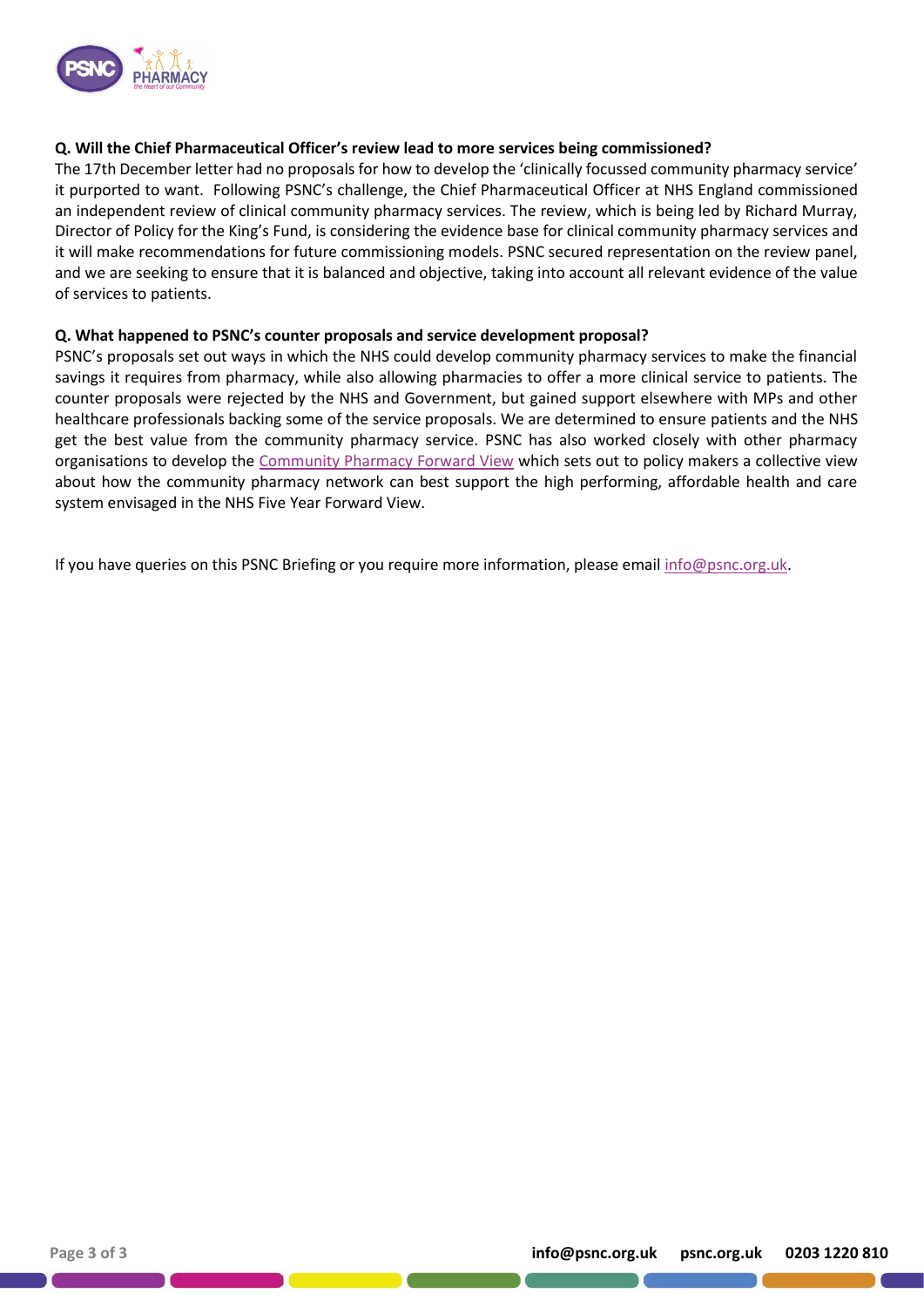**Q. Will the Chief Pharmaceutical Officer's review lead to more services being commissioned?**

The 17th December letter had no proposals for how to develop the 'clinically focussed community pharmacy service' it purported to want. Following PSNC's challenge, the Chief Pharmaceutical Officer at NHS England commissioned an independent review of clinical community pharmacy services. The review, which is being led by Richard Murray, Director of Policy for the King's Fund, is considering the evidence base for clinical community pharmacy services and it will make recommendations for future commissioning models. PSNC secured representation on the review panel, and we are seeking to ensure that it is balanced and objective, taking into account all relevant evidence of the value of services to patients.

**Q. What happened to PSNC's counter proposals and service development proposal?**

PSNC's proposals set out ways in which the NHS could develop community pharmacy services to make the financial savings it requires from pharmacy, while also allowing pharmacies to offer a more clinical service to patients. The counter proposals were rejected by the NHS and Government, but gained support elsewhere with MPs and other healthcare professionals backing some of the service proposals. We are determined to ensure patients and the NHS get the best value from the community pharmacy service. PSNC has also worked closely with other pharmacy organisations to develop the Community Pharmacy Forward View which sets out to policy makers a collective view about how the community pharmacy network can best support the high performing, affordable health and care system envisaged in the NHS Five Year Forward View.

If you have queries on this PSNC Briefing or you require more information, please email info@psnc.org.uk.